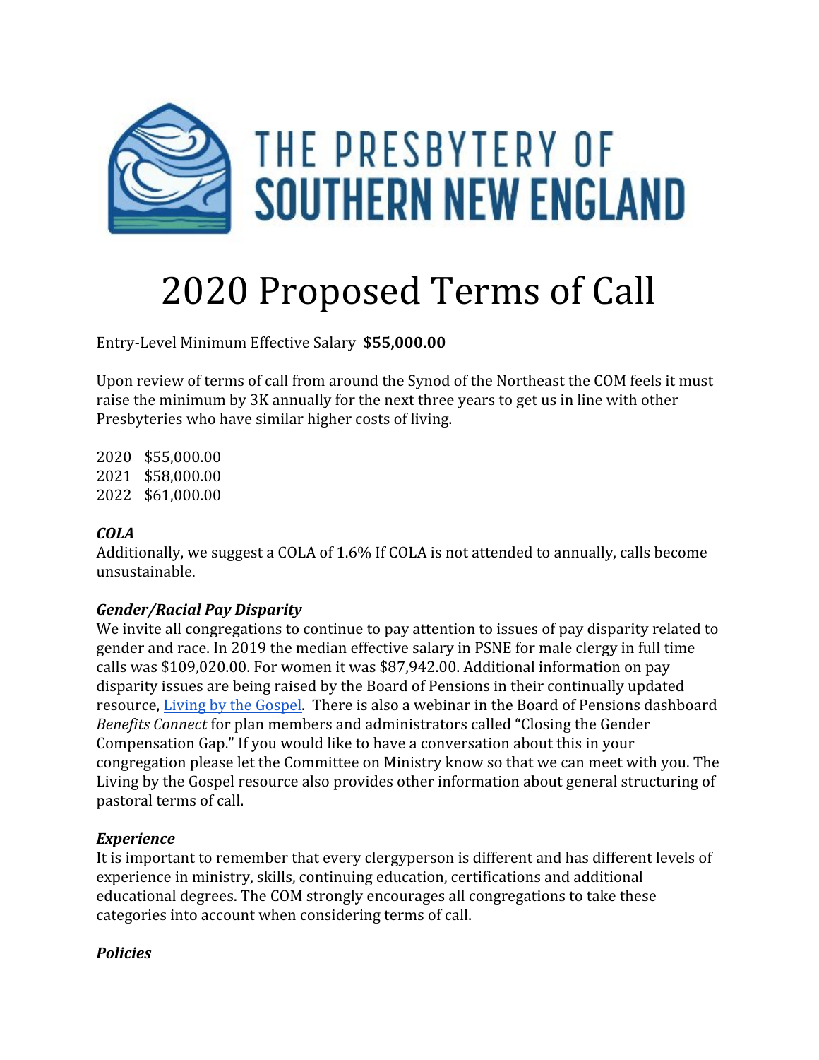THE PRESBYTERY OF SOUTHERN NEW ENGLAND

# 2020 Proposed Terms of Call

Entry-Level Minimum Effective Salary **$55,000.00**

Upon review of terms of call from around the Synod of the Northeast the COM feels it must raise the minimum by 3K annually for the next three years to get us in line with other Presbyteries who have similar higher costs of living.

2020 $55,000.00
2021 $58,000.00
2022 $61,000.00

### ***COLA***

Additionally, we suggest a COLA of 1.6% If COLA is not attended to annually, calls become unsustainable.

### ***Gender/Racial Pay Disparity***

We invite all congregations to continue to pay attention to issues of pay disparity related to gender and race. In 2019 the median effective salary in PSNE for male clergy in full time calls was $109,020.00. For women it was $87,942.00. Additional information on pay disparity issues are being raised by the Board of Pensions in their continually updated resource, Living by the Gospel. There is also a webinar in the Board of Pensions dashboard *Benefits Connect* for plan members and administrators called "Closing the Gender Compensation Gap." If you would like to have a conversation about this in your congregation please let the Committee on Ministry know so that we can meet with you. The Living by the Gospel resource also provides other information about general structuring of pastoral terms of call.

### ***Experience***

It is important to remember that every clergyperson is different and has different levels of experience in ministry, skills, continuing education, certifications and additional educational degrees. The COM strongly encourages all congregations to take these categories into account when considering terms of call.

### ***Policies***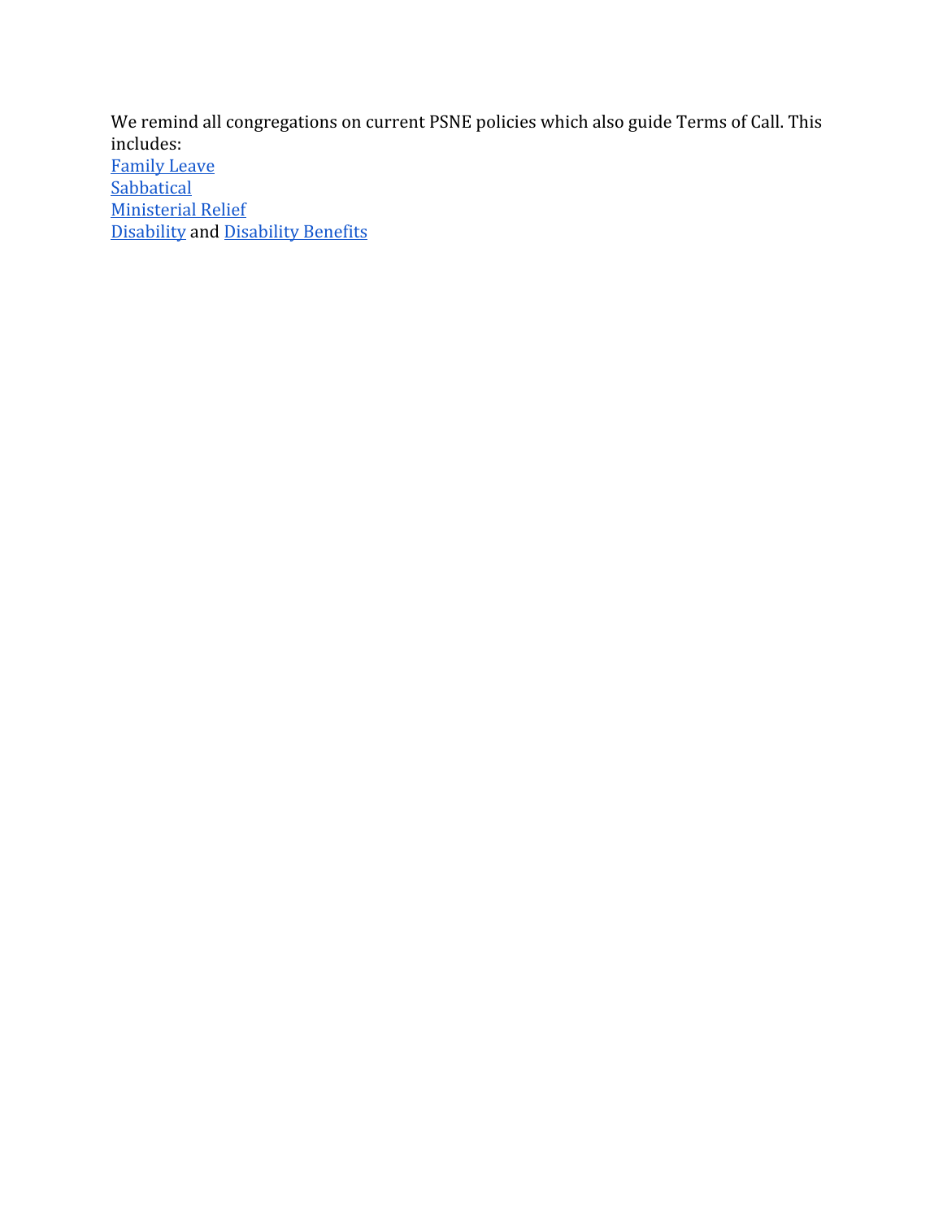We remind all congregations on current PSNE policies which also guide Terms of Call. This includes:

Family Leave
Sabbatical
Ministerial Relief
Disability and Disability Benefits